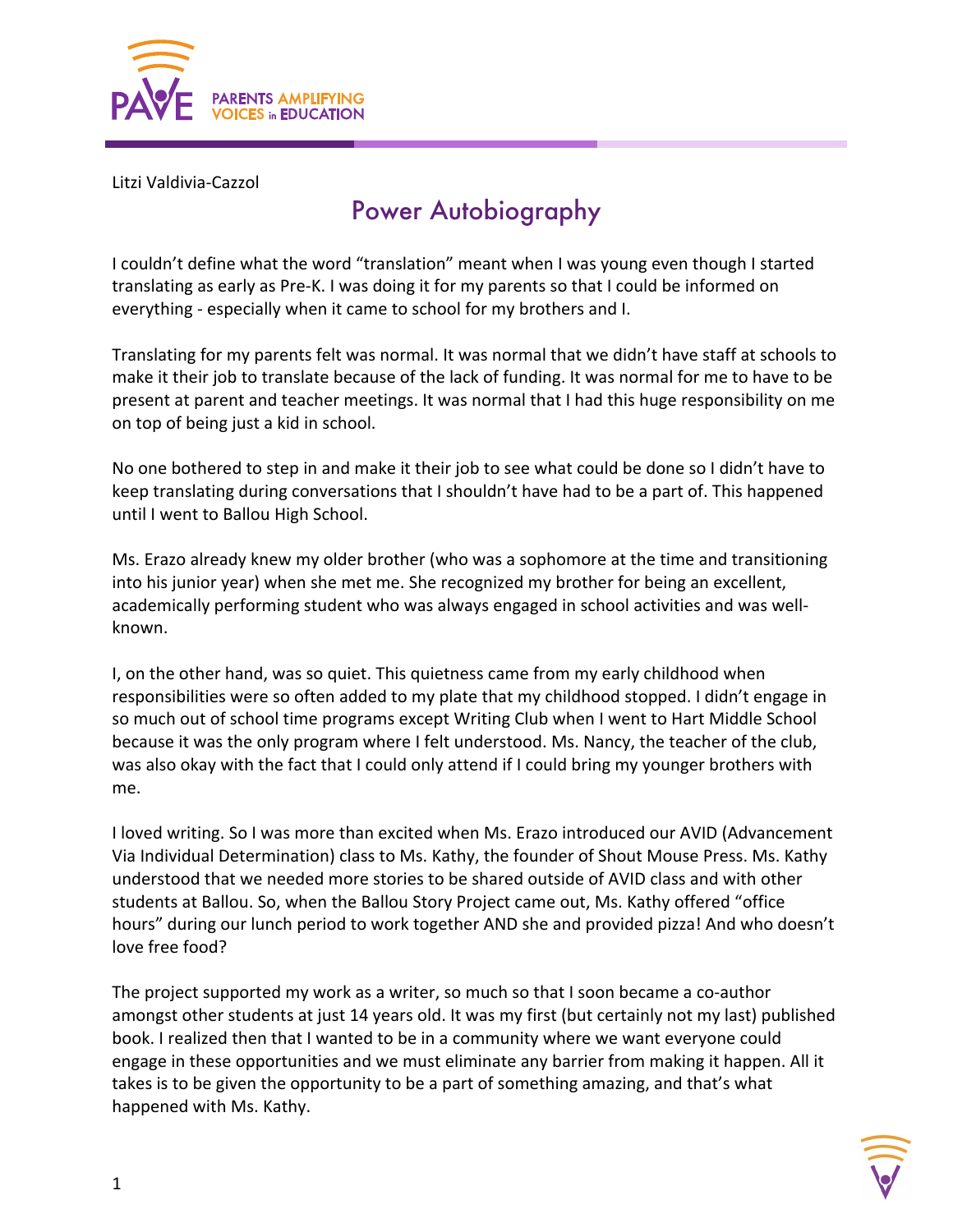Litzi Valdivia-Cazzol

# Power Autobiography

I couldn't define what the word "translation" meant when I was young even though I started translating as early as Pre-K. I was doing it for my parents so that I could be informed on everything - especially when it came to school for my brothers and I.

Translating for my parents felt was normal. It was normal that we didn't have staff at schools to make it their job to translate because of the lack of funding. It was normal for me to have to be present at parent and teacher meetings. It was normal that I had this huge responsibility on me on top of being just a kid in school.

No one bothered to step in and make it their job to see what could be done so I didn't have to keep translating during conversations that I shouldn't have had to be a part of. This happened until I went to Ballou High School.

Ms. Erazo already knew my older brother (who was a sophomore at the time and transitioning into his junior year) when she met me. She recognized my brother for being an excellent, academically performing student who was always engaged in school activities and was well-known.

I, on the other hand, was so quiet. This quietness came from my early childhood when responsibilities were so often added to my plate that my childhood stopped. I didn't engage in so much out of school time programs except Writing Club when I went to Hart Middle School because it was the only program where I felt understood. Ms. Nancy, the teacher of the club, was also okay with the fact that I could only attend if I could bring my younger brothers with me.

I loved writing. So I was more than excited when Ms. Erazo introduced our AVID (Advancement Via Individual Determination) class to Ms. Kathy, the founder of Shout Mouse Press. Ms. Kathy understood that we needed more stories to be shared outside of AVID class and with other students at Ballou. So, when the Ballou Story Project came out, Ms. Kathy offered "office hours" during our lunch period to work together AND she and provided pizza! And who doesn't love free food?

The project supported my work as a writer, so much so that I soon became a co-author amongst other students at just 14 years old. It was my first (but certainly not my last) published book. I realized then that I wanted to be in a community where we want everyone could engage in these opportunities and we must eliminate any barrier from making it happen. All it takes is to be given the opportunity to be a part of something amazing, and that's what happened with Ms. Kathy.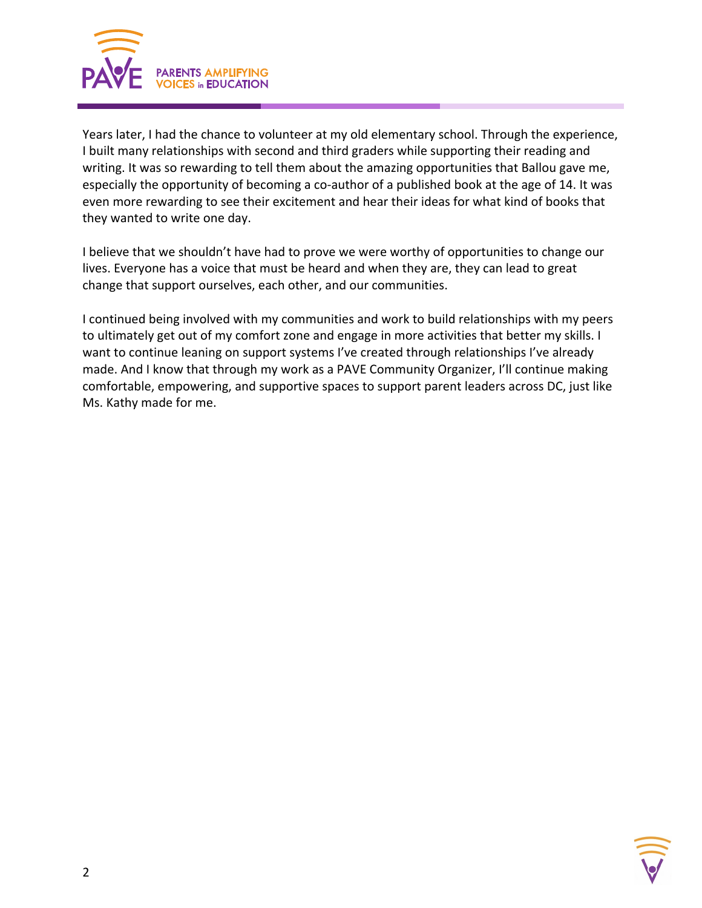Years later, I had the chance to volunteer at my old elementary school. Through the experience, I built many relationships with second and third graders while supporting their reading and writing. It was so rewarding to tell them about the amazing opportunities that Ballou gave me, especially the opportunity of becoming a co-author of a published book at the age of 14. It was even more rewarding to see their excitement and hear their ideas for what kind of books that they wanted to write one day.

I believe that we shouldn't have had to prove we were worthy of opportunities to change our lives. Everyone has a voice that must be heard and when they are, they can lead to great change that support ourselves, each other, and our communities.

I continued being involved with my communities and work to build relationships with my peers to ultimately get out of my comfort zone and engage in more activities that better my skills. I want to continue leaning on support systems I've created through relationships I've already made. And I know that through my work as a PAVE Community Organizer, I'll continue making comfortable, empowering, and supportive spaces to support parent leaders across DC, just like Ms. Kathy made for me.